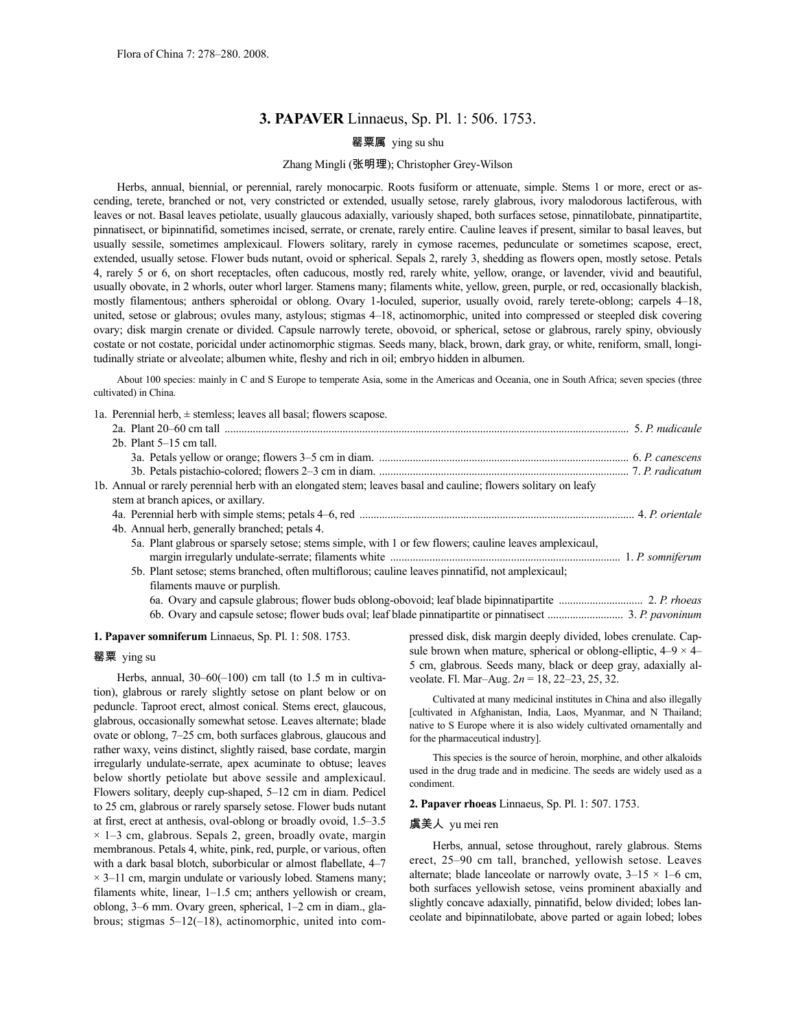Flora of China 7: 278–280. 2008.

# 3. PAPAVER Linnaeus, Sp. Pl. 1: 506. 1753.

罂粟属 ying su shu

Zhang Mingli (张明理); Christopher Grey-Wilson

Herbs, annual, biennial, or perennial, rarely monocarpic. Roots fusiform or attenuate, simple. Stems 1 or more, erect or ascending, terete, branched or not, very constricted or extended, usually setose, rarely glabrous, ivory malodorous lactiferous, with leaves or not. Basal leaves petiolate, usually glaucous adaxially, variously shaped, both surfaces setose, pinnatilobate, pinnatipartite, pinnatisect, or bipinnatifid, sometimes incised, serrate, or crenate, rarely entire. Cauline leaves if present, similar to basal leaves, but usually sessile, sometimes amplexicaul. Flowers solitary, rarely in cymose racemes, pedunculate or sometimes scapose, erect, extended, usually setose. Flower buds nutant, ovoid or spherical. Sepals 2, rarely 3, shedding as flowers open, mostly setose. Petals 4, rarely 5 or 6, on short receptacles, often caducous, mostly red, rarely white, yellow, orange, or lavender, vivid and beautiful, usually obovate, in 2 whorls, outer whorl larger. Stamens many; filaments white, yellow, green, purple, or red, occasionally blackish, mostly filamentous; anthers spheroidal or oblong. Ovary 1-loculed, superior, usually ovoid, rarely terete-oblong; carpels 4–18, united, setose or glabrous; ovules many, astylous; stigmas 4–18, actinomorphic, united into compressed or steepled disk covering ovary; disk margin crenate or divided. Capsule narrowly terete, obovoid, or spherical, setose or glabrous, rarely spiny, obviously costate or not costate, poricidal under actinomorphic stigmas. Seeds many, black, brown, dark gray, or white, reniform, small, longitudinally striate or alveolate; albumen white, fleshy and rich in oil; embryo hidden in albumen.

About 100 species: mainly in C and S Europe to temperate Asia, some in the Americas and Oceania, one in South Africa; seven species (three cultivated) in China.

1a. Perennial herb, ± stemless; leaves all basal; flowers scapose.
- 2a. Plant 20–60 cm tall .......... 5. *P. nudicaule*
- 2b. Plant 5–15 cm tall.
  - 3a. Petals yellow or orange; flowers 3–5 cm in diam. .......... 6. *P. canescens*
  - 3b. Petals pistachio-colored; flowers 2–3 cm in diam. .......... 7. *P. radicatum*

1b. Annual or rarely perennial herb with an elongated stem; leaves basal and cauline; flowers solitary on leafy stem at branch apices, or axillary.
- 4a. Perennial herb with simple stems; petals 4–6, red .......... 4. *P. orientale*
- 4b. Annual herb, generally branched; petals 4.
  - 5a. Plant glabrous or sparsely setose; stems simple, with 1 or few flowers; cauline leaves amplexicaul, margin irregularly undulate-serrate; filaments white .......... 1. *P. somniferum*
  - 5b. Plant setose; stems branched, often multiflorous; cauline leaves pinnatifid, not amplexicaul; filaments mauve or purplish.
    - 6a. Ovary and capsule glabrous; flower buds oblong-obovoid; leaf blade bipinnatipartite .......... 2. *P. rhoeas*
    - 6b. Ovary and capsule setose; flower buds oval; leaf blade pinnatipartite or pinnatisect .......... 3. *P. pavoninum*

**1. Papaver somniferum** Linnaeus, Sp. Pl. 1: 508. 1753.

罂粟 ying su

Herbs, annual, 30–60(–100) cm tall (to 1.5 m in cultivation), glabrous or rarely slightly setose on plant below or on peduncle. Taproot erect, almost conical. Stems erect, glaucous, glabrous, occasionally somewhat setose. Leaves alternate; blade ovate or oblong, 7–25 cm, both surfaces glabrous, glaucous and rather waxy, veins distinct, slightly raised, base cordate, margin irregularly undulate-serrate, apex acuminate to obtuse; leaves below shortly petiolate but above sessile and amplexicaul. Flowers solitary, deeply cup-shaped, 5–12 cm in diam. Pedicel to 25 cm, glabrous or rarely sparsely setose. Flower buds nutant at first, erect at anthesis, oval-oblong or broadly ovoid, 1.5–3.5 × 1–3 cm, glabrous. Sepals 2, green, broadly ovate, margin membranous. Petals 4, white, pink, red, purple, or various, often with a dark basal blotch, suborbicular or almost flabellate, 4–7 × 3–11 cm, margin undulate or variously lobed. Stamens many; filaments white, linear, 1–1.5 cm; anthers yellowish or cream, oblong, 3–6 mm. Ovary green, spherical, 1–2 cm in diam., glabrous; stigmas 5–12(–18), actinomorphic, united into compressed disk, disk margin deeply divided, lobes crenulate. Capsule brown when mature, spherical or oblong-elliptic, 4–9 × 4–5 cm, glabrous. Seeds many, black or deep gray, adaxially alveolate. Fl. Mar–Aug. $2n$ = 18, 22–23, 25, 32.

Cultivated at many medicinal institutes in China and also illegally [cultivated in Afghanistan, India, Laos, Myanmar, and N Thailand; native to S Europe where it is also widely cultivated ornamentally and for the pharmaceutical industry].

This species is the source of heroin, morphine, and other alkaloids used in the drug trade and in medicine. The seeds are widely used as a condiment.

**2. Papaver rhoeas** Linnaeus, Sp. Pl. 1: 507. 1753.

虞美人 yu mei ren

Herbs, annual, setose throughout, rarely glabrous. Stems erect, 25–90 cm tall, branched, yellowish setose. Leaves alternate; blade lanceolate or narrowly ovate, 3–15 × 1–6 cm, both surfaces yellowish setose, veins prominent abaxially and slightly concave adaxially, pinnatifid, below divided; lobes lanceolate and bipinnatilobate, above parted or again lobed; lobes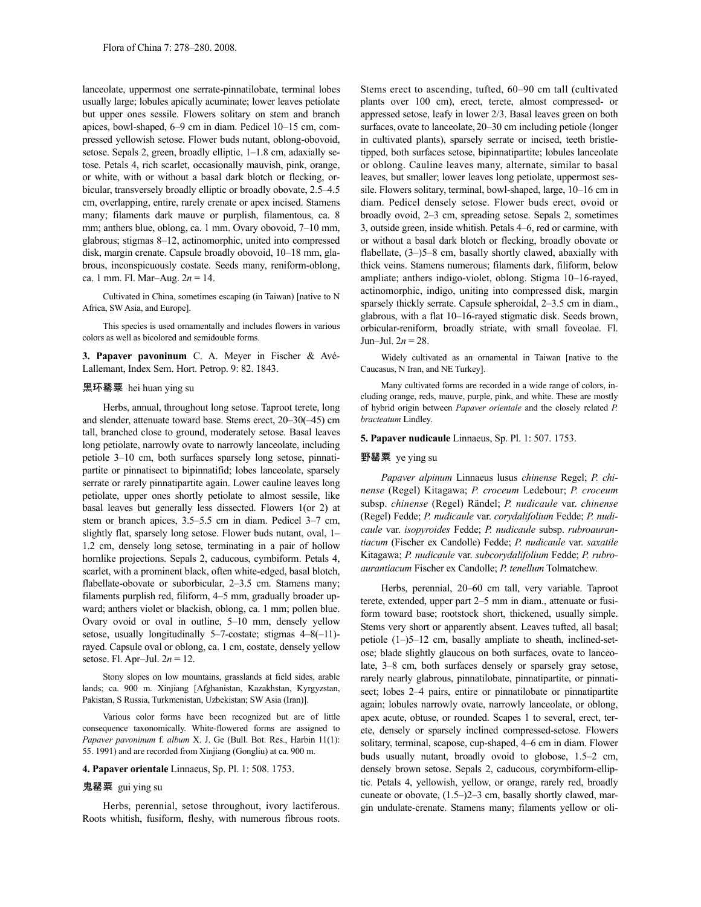lanceolate, uppermost one serrate-pinnatilobate, terminal lobes usually large; lobules apically acuminate; lower leaves petiolate but upper ones sessile. Flowers solitary on stem and branch apices, bowl-shaped, 6–9 cm in diam. Pedicel 10–15 cm, compressed yellowish setose. Flower buds nutant, oblong-obovoid, setose. Sepals 2, green, broadly elliptic, 1–1.8 cm, adaxially setose. Petals 4, rich scarlet, occasionally mauvish, pink, orange, or white, with or without a basal dark blotch or flecking, orbicular, transversely broadly elliptic or broadly obovate, 2.5–4.5 cm, overlapping, entire, rarely crenate or apex incised. Stamens many; filaments dark mauve or purplish, filamentous, ca. 8 mm; anthers blue, oblong, ca. 1 mm. Ovary obovoid, 7–10 mm, glabrous; stigmas 8–12, actinomorphic, united into compressed disk, margin crenate. Capsule broadly obovoid, 10–18 mm, glabrous, inconspicuously costate. Seeds many, reniform-oblong, ca. 1 mm. Fl. Mar–Aug. 2*n* = 14.

Cultivated in China, sometimes escaping (in Taiwan) [native to N Africa, SW Asia, and Europe].

This species is used ornamentally and includes flowers in various colors as well as bicolored and semidouble forms.

**3. Papaver pavoninum** C. A. Meyer in Fischer & Avé-Lallemant, Index Sem. Hort. Petrop. 9: 82. 1843.

**黑环罂粟** hei huan ying su

Herbs, annual, throughout long setose. Taproot terete, long and slender, attenuate toward base. Stems erect, 20–30(–45) cm tall, branched close to ground, moderately setose. Basal leaves long petiolate, narrowly ovate to narrowly lanceolate, including petiole 3–10 cm, both surfaces sparsely long setose, pinnatipartite or pinnatisect to bipinnatifid; lobes lanceolate, sparsely serrate or rarely pinnatipartite again. Lower cauline leaves long petiolate, upper ones shortly petiolate to almost sessile, like basal leaves but generally less dissected. Flowers 1(or 2) at stem or branch apices, 3.5–5.5 cm in diam. Pedicel 3–7 cm, slightly flat, sparsely long setose. Flower buds nutant, oval, 1–1.2 cm, densely long setose, terminating in a pair of hollow hornlike projections. Sepals 2, caducous, cymbiform. Petals 4, scarlet, with a prominent black, often white-edged, basal blotch, flabellate-obovate or suborbicular, 2–3.5 cm. Stamens many; filaments purplish red, filiform, 4–5 mm, gradually broader upward; anthers violet or blackish, oblong, ca. 1 mm; pollen blue. Ovary ovoid or oval in outline, 5–10 mm, densely yellow setose, usually longitudinally 5–7-costate; stigmas 4–8(–11)-rayed. Capsule oval or oblong, ca. 1 cm, costate, densely yellow setose. Fl. Apr–Jul. 2*n* = 12.

Stony slopes on low mountains, grasslands at field sides, arable lands; ca. 900 m. Xinjiang [Afghanistan, Kazakhstan, Kyrgyzstan, Pakistan, S Russia, Turkmenistan, Uzbekistan; SW Asia (Iran)].

Various color forms have been recognized but are of little consequence taxonomically. White-flowered forms are assigned to *Papaver pavoninum* f. *album* X. J. Ge (Bull. Bot. Res., Harbin 11(1): 55. 1991) and are recorded from Xinjiang (Gongliu) at ca. 900 m.

**4. Papaver orientale** Linnaeus, Sp. Pl. 1: 508. 1753.

**鬼罂粟** gui ying su

Herbs, perennial, setose throughout, ivory lactiferous. Roots whitish, fusiform, fleshy, with numerous fibrous roots. Stems erect to ascending, tufted, 60–90 cm tall (cultivated plants over 100 cm), erect, terete, almost compressed- or appressed setose, leafy in lower 2/3. Basal leaves green on both surfaces, ovate to lanceolate, 20–30 cm including petiole (longer in cultivated plants), sparsely serrate or incised, teeth bristle-tipped, both surfaces setose, bipinnatipartite; lobules lanceolate or oblong. Cauline leaves many, alternate, similar to basal leaves, but smaller; lower leaves long petiolate, uppermost sessile. Flowers solitary, terminal, bowl-shaped, large, 10–16 cm in diam. Pedicel densely setose. Flower buds erect, ovoid or broadly ovoid, 2–3 cm, spreading setose. Sepals 2, sometimes 3, outside green, inside whitish. Petals 4–6, red or carmine, with or without a basal dark blotch or flecking, broadly obovate or flabellate, (3–)5–8 cm, basally shortly clawed, abaxially with thick veins. Stamens numerous; filaments dark, filiform, below ampliate; anthers indigo-violet, oblong. Stigma 10–16-rayed, actinomorphic, indigo, uniting into compressed disk, margin sparsely thickly serrate. Capsule spheroidal, 2–3.5 cm in diam., glabrous, with a flat 10–16-rayed stigmatic disk. Seeds brown, orbicular-reniform, broadly striate, with small foveolae. Fl. Jun–Jul. 2*n* = 28.

Widely cultivated as an ornamental in Taiwan [native to the Caucasus, N Iran, and NE Turkey].

Many cultivated forms are recorded in a wide range of colors, including orange, reds, mauve, purple, pink, and white. These are mostly of hybrid origin between *Papaver orientale* and the closely related *P. bracteatum* Lindley.

**5. Papaver nudicaule** Linnaeus, Sp. Pl. 1: 507. 1753.

**野罂粟** ye ying su

*Papaver alpinum* Linnaeus lusus *chinense* Regel; *P. chinense* (Regel) Kitagawa; *P. croceum* Ledebour; *P. croceum* subsp. *chinense* (Regel) Rändel; *P. nudicaule* var. *chinense* (Regel) Fedde; *P. nudicaule* var. *corydalifolium* Fedde; *P. nudicaule* var. *isopyroides* Fedde; *P. nudicaule* subsp. *rubroaurantiacum* (Fischer ex Candolle) Fedde; *P. nudicaule* var. *saxatile* Kitagawa; *P. nudicaule* var. *subcorydalifolium* Fedde; *P. rubroaurantiacum* Fischer ex Candolle; *P. tenellum* Tolmatchew.

Herbs, perennial, 20–60 cm tall, very variable. Taproot terete, extended, upper part 2–5 mm in diam., attenuate or fusiform toward base; rootstock short, thickened, usually simple. Stems very short or apparently absent. Leaves tufted, all basal; petiole (1–)5–12 cm, basally ampliate to sheath, inclined-setose; blade slightly glaucous on both surfaces, ovate to lanceolate, 3–8 cm, both surfaces densely or sparsely gray setose, rarely nearly glabrous, pinnatilobate, pinnatipartite, or pinnatisect; lobes 2–4 pairs, entire or pinnatilobate or pinnatipartite again; lobules narrowly ovate, narrowly lanceolate, or oblong, apex acute, obtuse, or rounded. Scapes 1 to several, erect, terete, densely or sparsely inclined compressed-setose. Flowers solitary, terminal, scapose, cup-shaped, 4–6 cm in diam. Flower buds usually nutant, broadly ovoid to globose, 1.5–2 cm, densely brown setose. Sepals 2, caducous, corymbiform-elliptic. Petals 4, yellowish, yellow, or orange, rarely red, broadly cuneate or obovate, (1.5–)2–3 cm, basally shortly clawed, margin undulate-crenate. Stamens many; filaments yellow or oli-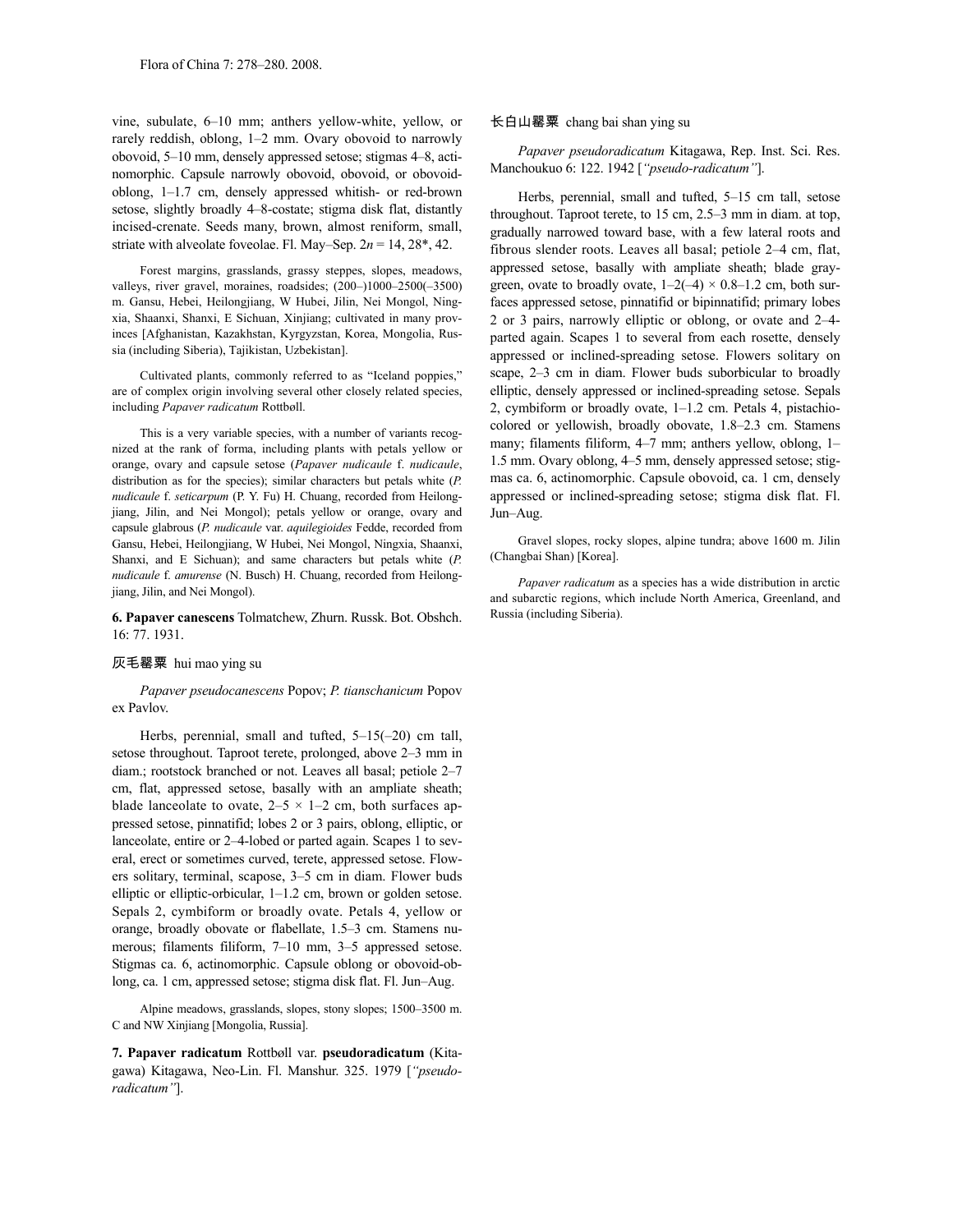vine, subulate, 6–10 mm; anthers yellow-white, yellow, or rarely reddish, oblong, 1–2 mm. Ovary obovoid to narrowly obovoid, 5–10 mm, densely appressed setose; stigmas 4–8, actinomorphic. Capsule narrowly obovoid, obovoid, or obovoid-oblong, 1–1.7 cm, densely appressed whitish- or red-brown setose, slightly broadly 4–8-costate; stigma disk flat, distantly incised-crenate. Seeds many, brown, almost reniform, small, striate with alveolate foveolae. Fl. May–Sep. $2n$ = 14, 28*, 42.

Forest margins, grasslands, grassy steppes, slopes, meadows, valleys, river gravel, moraines, roadsides; (200–)1000–2500(–3500) m. Gansu, Hebei, Heilongjiang, W Hubei, Jilin, Nei Mongol, Ningxia, Shaanxi, Shanxi, E Sichuan, Xinjiang; cultivated in many provinces [Afghanistan, Kazakhstan, Kyrgyzstan, Korea, Mongolia, Russia (including Siberia), Tajikistan, Uzbekistan].

Cultivated plants, commonly referred to as "Iceland poppies," are of complex origin involving several other closely related species, including *Papaver radicatum* Rottbøll.

This is a very variable species, with a number of variants recognized at the rank of forma, including plants with petals yellow or orange, ovary and capsule setose (*Papaver nudicaule* f. *nudicaule*, distribution as for the species); similar characters but petals white (*P. nudicaule* f. *seticarpum* (P. Y. Fu) H. Chuang, recorded from Heilongjiang, Jilin, and Nei Mongol); petals yellow or orange, ovary and capsule glabrous (*P. nudicaule* var. *aquilegioides* Fedde, recorded from Gansu, Hebei, Heilongjiang, W Hubei, Nei Mongol, Ningxia, Shaanxi, Shanxi, and E Sichuan); and same characters but petals white (*P. nudicaule* f. *amurense* (N. Busch) H. Chuang, recorded from Heilongjiang, Jilin, and Nei Mongol).

**6. Papaver canescens** Tolmatchew, Zhurn. Russk. Bot. Obshch. 16: 77. 1931.

灰毛罂粟 hui mao ying su

*Papaver pseudocanescens* Popov; *P. tianschanicum* Popov ex Pavlov.

Herbs, perennial, small and tufted, 5–15(–20) cm tall, setose throughout. Taproot terete, prolonged, above 2–3 mm in diam.; rootstock branched or not. Leaves all basal; petiole 2–7 cm, flat, appressed setose, basally with an ampliate sheath; blade lanceolate to ovate, 2–5 × 1–2 cm, both surfaces appressed setose, pinnatifid; lobes 2 or 3 pairs, oblong, elliptic, or lanceolate, entire or 2–4-lobed or parted again. Scapes 1 to several, erect or sometimes curved, terete, appressed setose. Flowers solitary, terminal, scapose, 3–5 cm in diam. Flower buds elliptic or elliptic-orbicular, 1–1.2 cm, brown or golden setose. Sepals 2, cymbiform or broadly ovate. Petals 4, yellow or orange, broadly obovate or flabellate, 1.5–3 cm. Stamens numerous; filaments filiform, 7–10 mm, 3–5 appressed setose. Stigmas ca. 6, actinomorphic. Capsule oblong or obovoid-oblong, ca. 1 cm, appressed setose; stigma disk flat. Fl. Jun–Aug.

Alpine meadows, grasslands, slopes, stony slopes; 1500–3500 m. C and NW Xinjiang [Mongolia, Russia].

**7. Papaver radicatum** Rottbøll var. **pseudoradicatum** (Kitagawa) Kitagawa, Neo-Lin. Fl. Manshur. 325. 1979 [*"pseudo-radicatum"*].

长白山罂粟 chang bai shan ying su

*Papaver pseudoradicatum* Kitagawa, Rep. Inst. Sci. Res. Manchoukuo 6: 122. 1942 [*"pseudo-radicatum"*].

Herbs, perennial, small and tufted, 5–15 cm tall, setose throughout. Taproot terete, to 15 cm, 2.5–3 mm in diam. at top, gradually narrowed toward base, with a few lateral roots and fibrous slender roots. Leaves all basal; petiole 2–4 cm, flat, appressed setose, basally with ampliate sheath; blade gray-green, ovate to broadly ovate, 1–2(–4) × 0.8–1.2 cm, both surfaces appressed setose, pinnatifid or bipinnatifid; primary lobes 2 or 3 pairs, narrowly elliptic or oblong, or ovate and 2–4-parted again. Scapes 1 to several from each rosette, densely appressed or inclined-spreading setose. Flowers solitary on scape, 2–3 cm in diam. Flower buds suborbicular to broadly elliptic, densely appressed or inclined-spreading setose. Sepals 2, cymbiform or broadly ovate, 1–1.2 cm. Petals 4, pistachio-colored or yellowish, broadly obovate, 1.8–2.3 cm. Stamens many; filaments filiform, 4–7 mm; anthers yellow, oblong, 1–1.5 mm. Ovary oblong, 4–5 mm, densely appressed setose; stigmas ca. 6, actinomorphic. Capsule obovoid, ca. 1 cm, densely appressed or inclined-spreading setose; stigma disk flat. Fl. Jun–Aug.

Gravel slopes, rocky slopes, alpine tundra; above 1600 m. Jilin (Changbai Shan) [Korea].

*Papaver radicatum* as a species has a wide distribution in arctic and subarctic regions, which include North America, Greenland, and Russia (including Siberia).